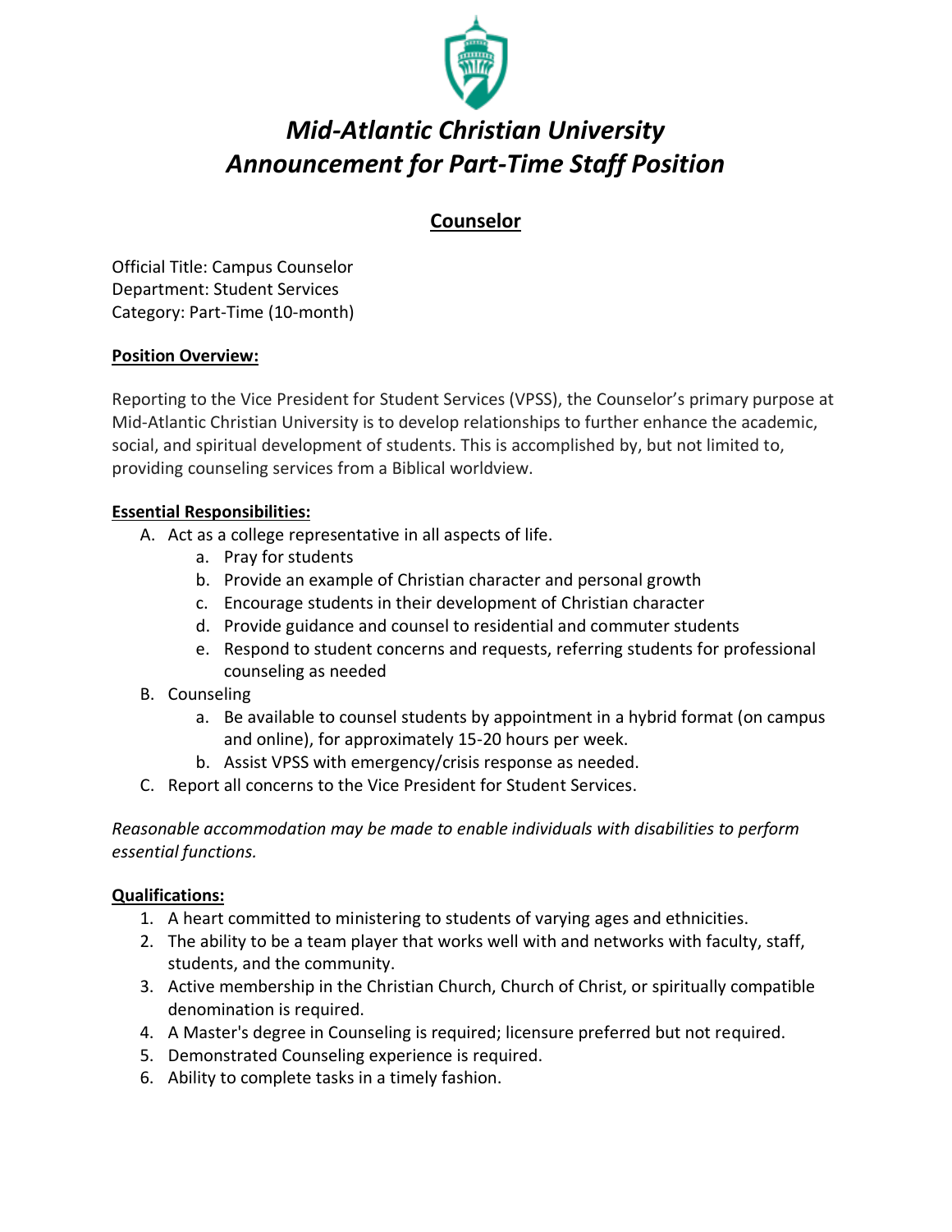# *Mid-Atlantic Christian University*
# *Announcement for Part-Time Staff Position*

## Counselor

Official Title: Campus Counselor
Department: Student Services
Category: Part-Time (10-month)

### Position Overview:

Reporting to the Vice President for Student Services (VPSS), the Counselor's primary purpose at Mid-Atlantic Christian University is to develop relationships to further enhance the academic, social, and spiritual development of students. This is accomplished by, but not limited to, providing counseling services from a Biblical worldview.

### Essential Responsibilities:

A. Act as a college representative in all aspects of life.
   a. Pray for students
   b. Provide an example of Christian character and personal growth
   c. Encourage students in their development of Christian character
   d. Provide guidance and counsel to residential and commuter students
   e. Respond to student concerns and requests, referring students for professional counseling as needed

B. Counseling
   a. Be available to counsel students by appointment in a hybrid format (on campus and online), for approximately 15-20 hours per week.
   b. Assist VPSS with emergency/crisis response as needed.

C. Report all concerns to the Vice President for Student Services.

*Reasonable accommodation may be made to enable individuals with disabilities to perform essential functions.*

### Qualifications:

1. A heart committed to ministering to students of varying ages and ethnicities.
2. The ability to be a team player that works well with and networks with faculty, staff, students, and the community.
3. Active membership in the Christian Church, Church of Christ, or spiritually compatible denomination is required.
4. A Master's degree in Counseling is required; licensure preferred but not required.
5. Demonstrated Counseling experience is required.
6. Ability to complete tasks in a timely fashion.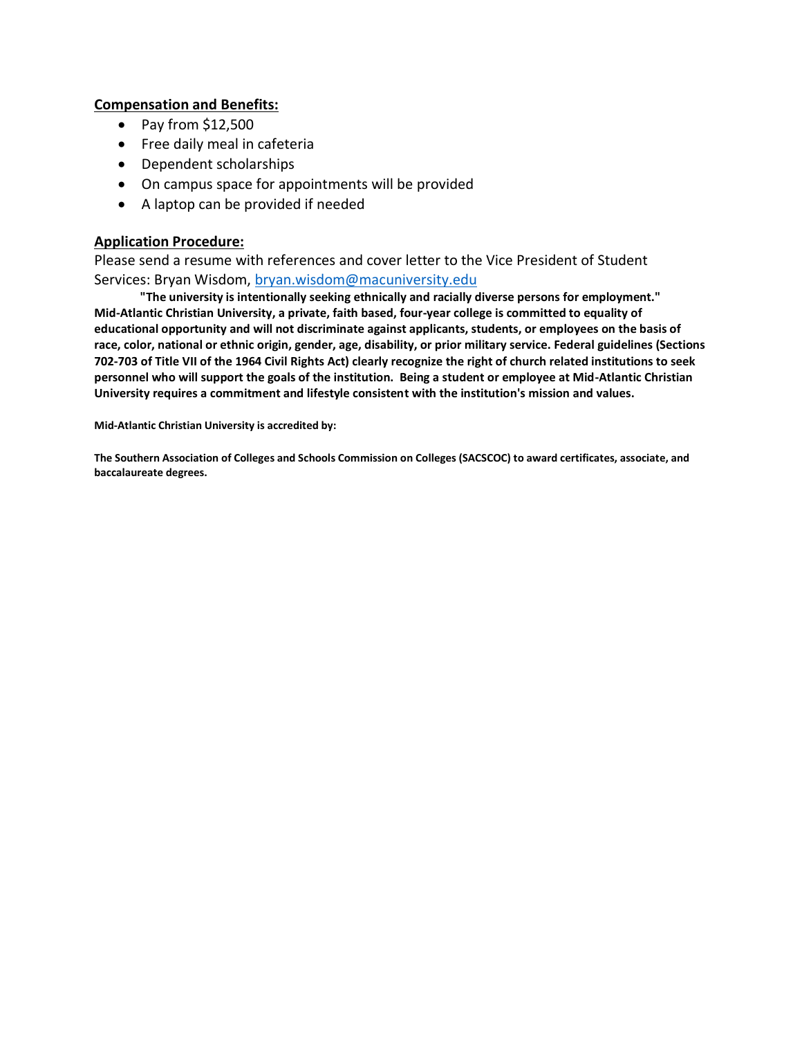**Compensation and Benefits:**

- Pay from $12,500
- Free daily meal in cafeteria
- Dependent scholarships
- On campus space for appointments will be provided
- A laptop can be provided if needed

**Application Procedure:**

Please send a resume with references and cover letter to the Vice President of Student Services: Bryan Wisdom, bryan.wisdom@macuniversity.edu

**"The university is intentionally seeking ethnically and racially diverse persons for employment." Mid-Atlantic Christian University, a private, faith based, four-year college is committed to equality of educational opportunity and will not discriminate against applicants, students, or employees on the basis of race, color, national or ethnic origin, gender, age, disability, or prior military service. Federal guidelines (Sections 702-703 of Title VII of the 1964 Civil Rights Act) clearly recognize the right of church related institutions to seek personnel who will support the goals of the institution. Being a student or employee at Mid-Atlantic Christian University requires a commitment and lifestyle consistent with the institution's mission and values.**

**Mid-Atlantic Christian University is accredited by:**

**The Southern Association of Colleges and Schools Commission on Colleges (SACSCOC) to award certificates, associate, and baccalaureate degrees.**